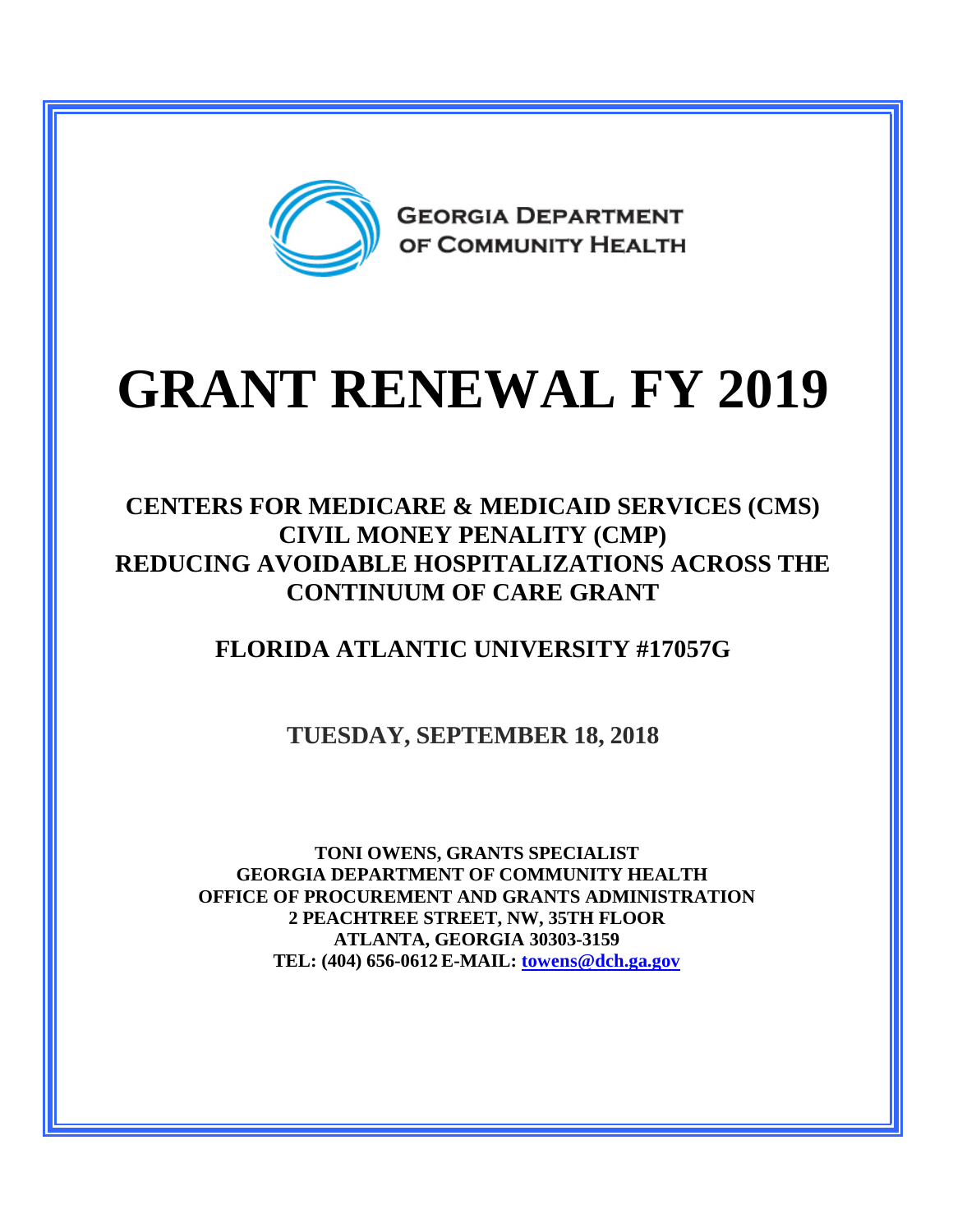GEORGIA DEPARTMENT OF COMMUNITY HEALTH

# GRANT RENEWAL FY 2019

## CENTERS FOR MEDICARE & MEDICAID SERVICES (CMS) CIVIL MONEY PENALITY (CMP) REDUCING AVOIDABLE HOSPITALIZATIONS ACROSS THE CONTINUUM OF CARE GRANT

## FLORIDA ATLANTIC UNIVERSITY #17057G

### TUESDAY, SEPTEMBER 18, 2018

**TONI OWENS, GRANTS SPECIALIST**
**GEORGIA DEPARTMENT OF COMMUNITY HEALTH**
**OFFICE OF PROCUREMENT AND GRANTS ADMINISTRATION**
**2 PEACHTREE STREET, NW, 35TH FLOOR**
**ATLANTA, GEORGIA 30303-3159**
**TEL: (404) 656-0612 E-MAIL: towens@dch.ga.gov**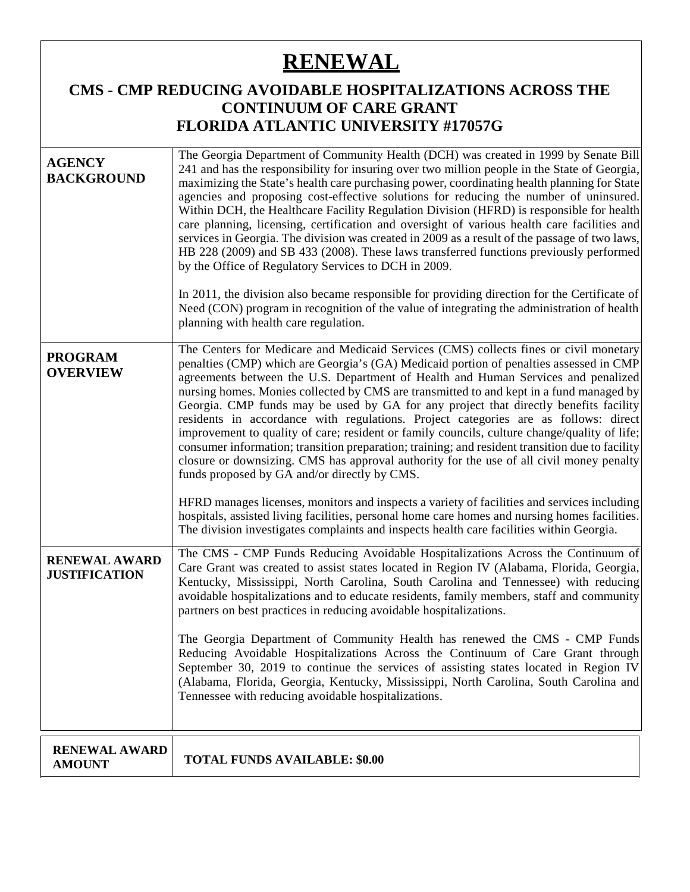# RENEWAL

## CMS - CMP REDUCING AVOIDABLE HOSPITALIZATIONS ACROSS THE CONTINUUM OF CARE GRANT FLORIDA ATLANTIC UNIVERSITY #17057G

| | |
|---|---|
| **AGENCY BACKGROUND** | The Georgia Department of Community Health (DCH) was created in 1999 by Senate Bill 241 and has the responsibility for insuring over two million people in the State of Georgia, maximizing the State's health care purchasing power, coordinating health planning for State agencies and proposing cost-effective solutions for reducing the number of uninsured. Within DCH, the Healthcare Facility Regulation Division (HFRD) is responsible for health care planning, licensing, certification and oversight of various health care facilities and services in Georgia. The division was created in 2009 as a result of the passage of two laws, HB 228 (2009) and SB 433 (2008). These laws transferred functions previously performed by the Office of Regulatory Services to DCH in 2009.<br><br>In 2011, the division also became responsible for providing direction for the Certificate of Need (CON) program in recognition of the value of integrating the administration of health planning with health care regulation. |
| **PROGRAM OVERVIEW** | The Centers for Medicare and Medicaid Services (CMS) collects fines or civil monetary penalties (CMP) which are Georgia's (GA) Medicaid portion of penalties assessed in CMP agreements between the U.S. Department of Health and Human Services and penalized nursing homes. Monies collected by CMS are transmitted to and kept in a fund managed by Georgia. CMP funds may be used by GA for any project that directly benefits facility residents in accordance with regulations. Project categories are as follows: direct improvement to quality of care; resident or family councils, culture change/quality of life; consumer information; transition preparation; training; and resident transition due to facility closure or downsizing. CMS has approval authority for the use of all civil money penalty funds proposed by GA and/or directly by CMS.<br><br>HFRD manages licenses, monitors and inspects a variety of facilities and services including hospitals, assisted living facilities, personal home care homes and nursing homes facilities. The division investigates complaints and inspects health care facilities within Georgia. |
| **RENEWAL AWARD JUSTIFICATION** | The CMS - CMP Funds Reducing Avoidable Hospitalizations Across the Continuum of Care Grant was created to assist states located in Region IV (Alabama, Florida, Georgia, Kentucky, Mississippi, North Carolina, South Carolina and Tennessee) with reducing avoidable hospitalizations and to educate residents, family members, staff and community partners on best practices in reducing avoidable hospitalizations.<br><br>The Georgia Department of Community Health has renewed the CMS - CMP Funds Reducing Avoidable Hospitalizations Across the Continuum of Care Grant through September 30, 2019 to continue the services of assisting states located in Region IV (Alabama, Florida, Georgia, Kentucky, Mississippi, North Carolina, South Carolina and Tennessee with reducing avoidable hospitalizations. |
| **RENEWAL AWARD AMOUNT** | **TOTAL FUNDS AVAILABLE: $0.00** |